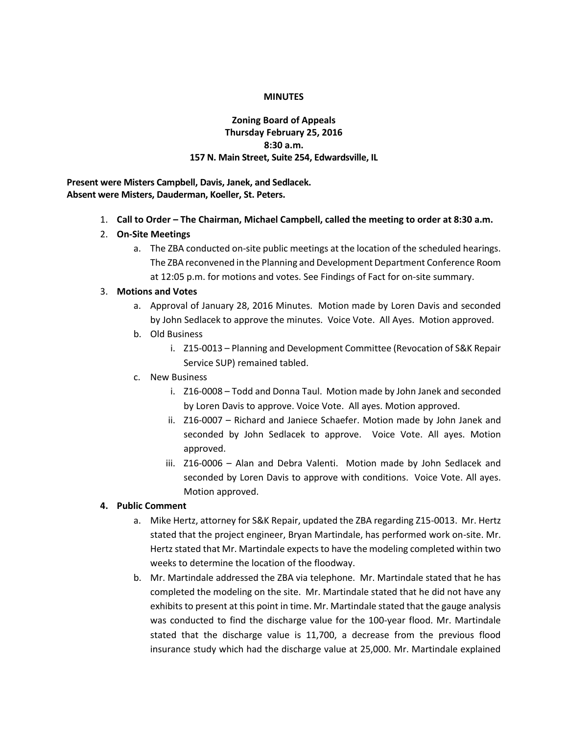**MINUTES**

**Zoning Board of Appeals**
**Thursday February 25, 2016**
**8:30 a.m.**
**157 N. Main Street, Suite 254, Edwardsville, IL**

**Present were Misters Campbell, Davis, Janek, and Sedlacek.**
**Absent were Misters, Dauderman, Koeller, St. Peters.**

1. **Call to Order – The Chairman, Michael Campbell, called the meeting to order at 8:30 a.m.**
2. **On-Site Meetings**
   a. The ZBA conducted on-site public meetings at the location of the scheduled hearings. The ZBA reconvened in the Planning and Development Department Conference Room at 12:05 p.m. for motions and votes. See Findings of Fact for on-site summary.
3. **Motions and Votes**
   a. Approval of January 28, 2016 Minutes. Motion made by Loren Davis and seconded by John Sedlacek to approve the minutes. Voice Vote. All Ayes. Motion approved.
   b. Old Business
      i. Z15-0013 – Planning and Development Committee (Revocation of S&K Repair Service SUP) remained tabled.
   c. New Business
      i. Z16-0008 – Todd and Donna Taul. Motion made by John Janek and seconded by Loren Davis to approve. Voice Vote. All ayes. Motion approved.
      ii. Z16-0007 – Richard and Janiece Schaefer. Motion made by John Janek and seconded by John Sedlacek to approve. Voice Vote. All ayes. Motion approved.
      iii. Z16-0006 – Alan and Debra Valenti. Motion made by John Sedlacek and seconded by Loren Davis to approve with conditions. Voice Vote. All ayes. Motion approved.
4. **Public Comment**
   a. Mike Hertz, attorney for S&K Repair, updated the ZBA regarding Z15-0013. Mr. Hertz stated that the project engineer, Bryan Martindale, has performed work on-site. Mr. Hertz stated that Mr. Martindale expects to have the modeling completed within two weeks to determine the location of the floodway.
   b. Mr. Martindale addressed the ZBA via telephone. Mr. Martindale stated that he has completed the modeling on the site. Mr. Martindale stated that he did not have any exhibits to present at this point in time. Mr. Martindale stated that the gauge analysis was conducted to find the discharge value for the 100-year flood. Mr. Martindale stated that the discharge value is 11,700, a decrease from the previous flood insurance study which had the discharge value at 25,000. Mr. Martindale explained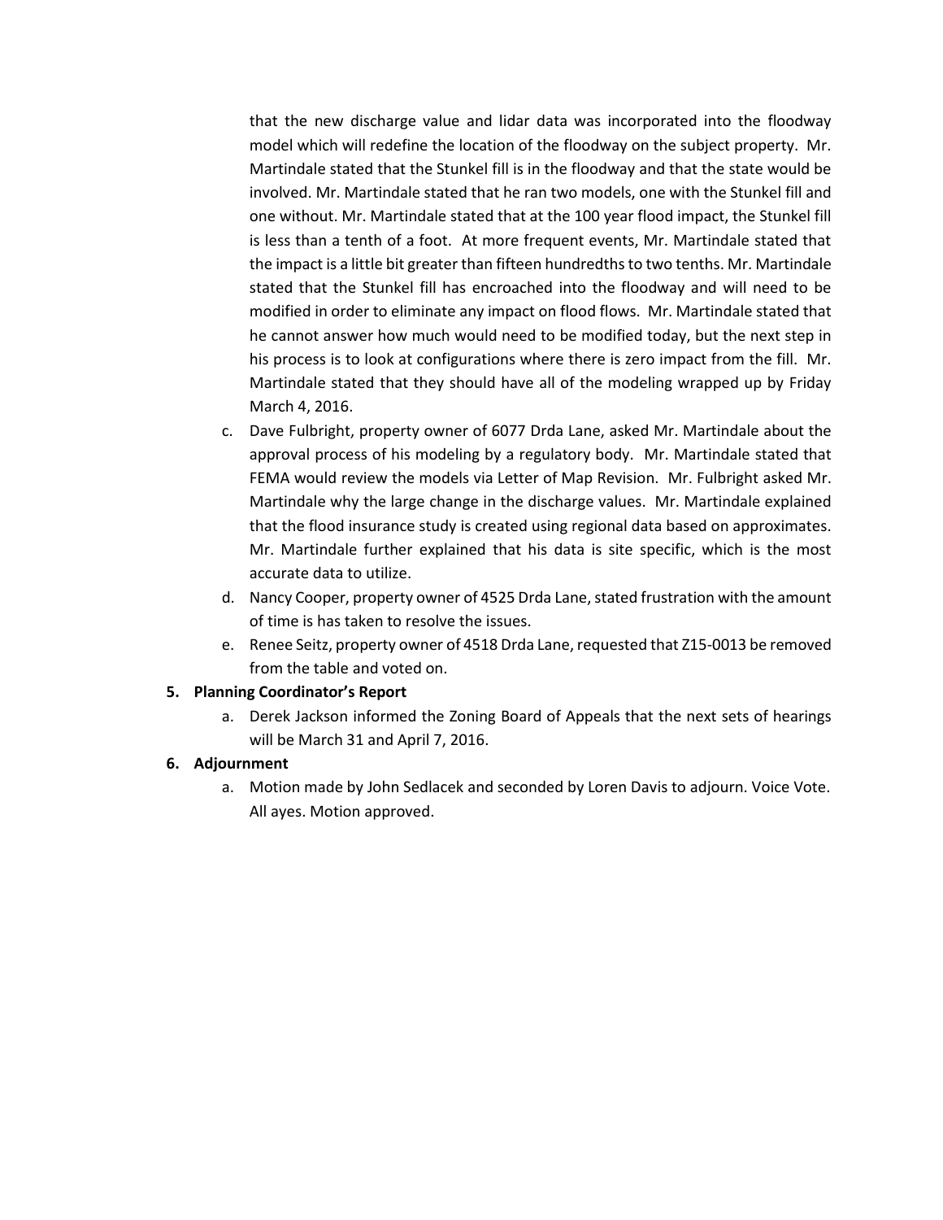that the new discharge value and lidar data was incorporated into the floodway model which will redefine the location of the floodway on the subject property. Mr. Martindale stated that the Stunkel fill is in the floodway and that the state would be involved. Mr. Martindale stated that he ran two models, one with the Stunkel fill and one without. Mr. Martindale stated that at the 100 year flood impact, the Stunkel fill is less than a tenth of a foot. At more frequent events, Mr. Martindale stated that the impact is a little bit greater than fifteen hundredths to two tenths. Mr. Martindale stated that the Stunkel fill has encroached into the floodway and will need to be modified in order to eliminate any impact on flood flows. Mr. Martindale stated that he cannot answer how much would need to be modified today, but the next step in his process is to look at configurations where there is zero impact from the fill. Mr. Martindale stated that they should have all of the modeling wrapped up by Friday March 4, 2016.

c. Dave Fulbright, property owner of 6077 Drda Lane, asked Mr. Martindale about the approval process of his modeling by a regulatory body. Mr. Martindale stated that FEMA would review the models via Letter of Map Revision. Mr. Fulbright asked Mr. Martindale why the large change in the discharge values. Mr. Martindale explained that the flood insurance study is created using regional data based on approximates. Mr. Martindale further explained that his data is site specific, which is the most accurate data to utilize.

d. Nancy Cooper, property owner of 4525 Drda Lane, stated frustration with the amount of time is has taken to resolve the issues.

e. Renee Seitz, property owner of 4518 Drda Lane, requested that Z15-0013 be removed from the table and voted on.

**5. Planning Coordinator's Report**

a. Derek Jackson informed the Zoning Board of Appeals that the next sets of hearings will be March 31 and April 7, 2016.

**6. Adjournment**

a. Motion made by John Sedlacek and seconded by Loren Davis to adjourn. Voice Vote. All ayes. Motion approved.